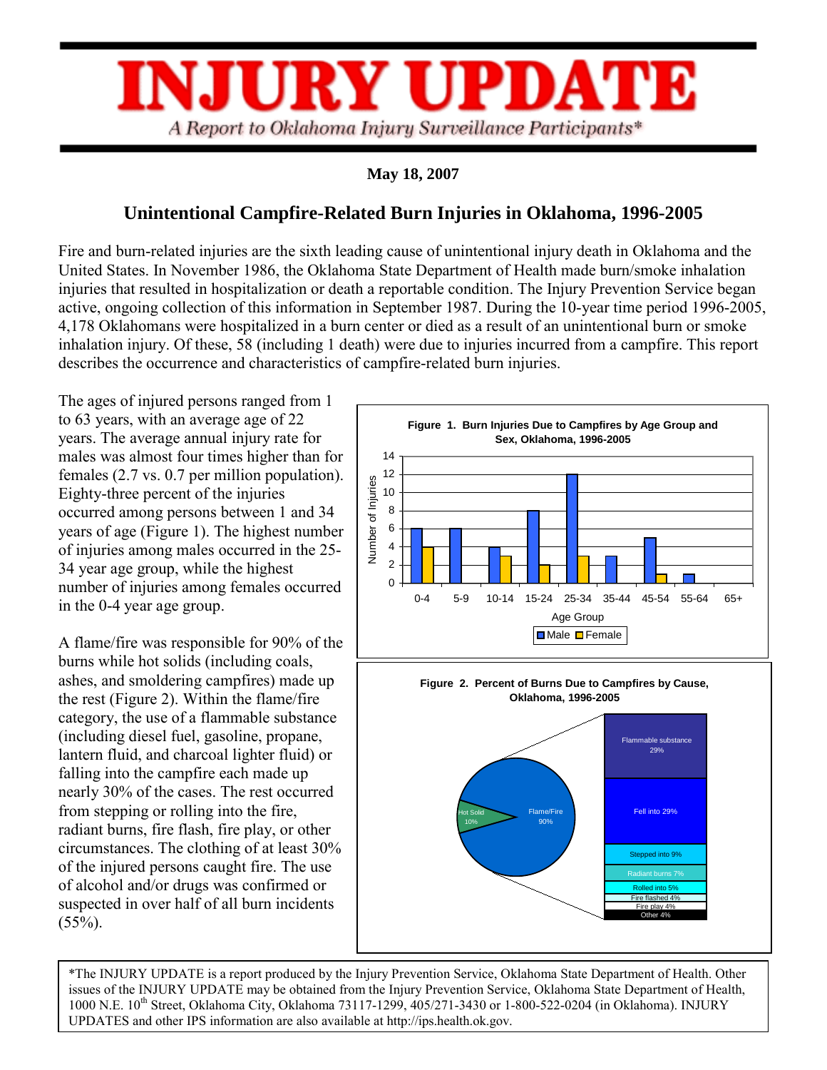# INJURY UPDATE

*A Report to Oklahoma Injury Surveillance Participants**

**May 18, 2007**

## Unintentional Campfire-Related Burn Injuries in Oklahoma, 1996-2005

Fire and burn-related injuries are the sixth leading cause of unintentional injury death in Oklahoma and the United States. In November 1986, the Oklahoma State Department of Health made burn/smoke inhalation injuries that resulted in hospitalization or death a reportable condition. The Injury Prevention Service began active, ongoing collection of this information in September 1987. During the 10-year time period 1996-2005, 4,178 Oklahomans were hospitalized in a burn center or died as a result of an unintentional burn or smoke inhalation injury. Of these, 58 (including 1 death) were due to injuries incurred from a campfire. This report describes the occurrence and characteristics of campfire-related burn injuries.

The ages of injured persons ranged from 1 to 63 years, with an average age of 22 years. The average annual injury rate for males was almost four times higher than for females (2.7 vs. 0.7 per million population). Eighty-three percent of the injuries occurred among persons between 1 and 34 years of age (Figure 1). The highest number of injuries among males occurred in the 25-34 year age group, while the highest number of injuries among females occurred in the 0-4 year age group.

A flame/fire was responsible for 90% of the burns while hot solids (including coals, ashes, and smoldering campfires) made up the rest (Figure 2). Within the flame/fire category, the use of a flammable substance (including diesel fuel, gasoline, propane, lantern fluid, and charcoal lighter fluid) or falling into the campfire each made up nearly 30% of the cases. The rest occurred from stepping or rolling into the fire, radiant burns, fire flash, fire play, or other circumstances. The clothing of at least 30% of the injured persons caught fire. The use of alcohol and/or drugs was confirmed or suspected in over half of all burn incidents (55%).

**Figure 1. Burn Injuries Due to Campfires by Age Group and Sex, Oklahoma, 1996-2005**

| Age Group | Male | Female |
|---|---|---|
| 0-4 | 6 | 4 |
| 5-9 | 6 | 0 |
| 10-14 | 4 | 3 |
| 15-24 | 8 | 2 |
| 25-34 | 12 | 3 |
| 35-44 | 3 | 0 |
| 45-54 | 5 | 1 |
| 55-64 | 1 | 0 |
| 65+ | 0 | 0 |

**Figure 2. Percent of Burns Due to Campfires by Cause, Oklahoma, 1996-2005**

- Flame/Fire 90%
  - Flammable substance 29%
  - Fell into 29%
  - Stepped into 9%
  - Radiant burns 7%
  - Rolled into 5%
  - Fire flashed 4%
  - Fire play 4%
  - Other 4%
- Hot Solid 10%

*The INJURY UPDATE is a report produced by the Injury Prevention Service, Oklahoma State Department of Health. Other issues of the INJURY UPDATE may be obtained from the Injury Prevention Service, Oklahoma State Department of Health, 1000 N.E. 10th Street, Oklahoma City, Oklahoma 73117-1299, 405/271-3430 or 1-800-522-0204 (in Oklahoma). INJURY UPDATES and other IPS information are also available at http://ips.health.ok.gov.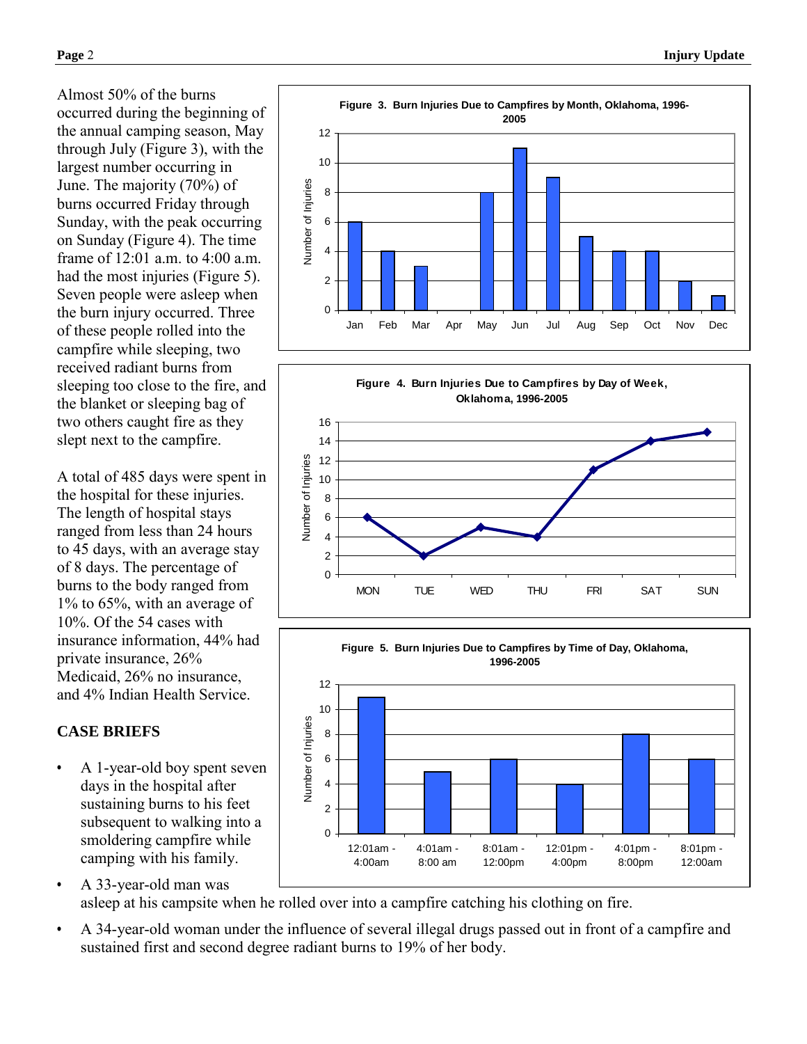Almost 50% of the burns occurred during the beginning of the annual camping season, May through July (Figure 3), with the largest number occurring in June. The majority (70%) of burns occurred Friday through Sunday, with the peak occurring on Sunday (Figure 4). The time frame of 12:01 a.m. to 4:00 a.m. had the most injuries (Figure 5). Seven people were asleep when the burn injury occurred. Three of these people rolled into the campfire while sleeping, two received radiant burns from sleeping too close to the fire, and the blanket or sleeping bag of two others caught fire as they slept next to the campfire.

A total of 485 days were spent in the hospital for these injuries. The length of hospital stays ranged from less than 24 hours to 45 days, with an average stay of 8 days. The percentage of burns to the body ranged from 1% to 65%, with an average of 10%. Of the 54 cases with insurance information, 44% had private insurance, 26% Medicaid, 26% no insurance, and 4% Indian Health Service.

**Figure 3. Burn Injuries Due to Campfires by Month, Oklahoma, 1996-2005**

| Month | Number of Injuries |
|---|---|
| Jan | 6 |
| Feb | 4 |
| Mar | 3 |
| Apr | 0 |
| May | 8 |
| Jun | 11 |
| Jul | 9 |
| Aug | 5 |
| Sep | 4 |
| Oct | 4 |
| Nov | 2 |
| Dec | 1 |

**Figure 4. Burn Injuries Due to Campfires by Day of Week, Oklahoma, 1996-2005**

| Day | Number of Injuries |
|---|---|
| MON | 6 |
| TUE | 2 |
| WED | 5 |
| THU | 4 |
| FRI | 11 |
| SAT | 14 |
| SUN | 15 |

**Figure 5. Burn Injuries Due to Campfires by Time of Day, Oklahoma, 1996-2005**

| Time of Day | Number of Injuries |
|---|---|
| 12:01am - 4:00am | 11 |
| 4:01am - 8:00 am | 5 |
| 8:01am - 12:00pm | 6 |
| 12:01pm - 4:00pm | 4 |
| 4:01pm - 8:00pm | 8 |
| 8:01pm - 12:00am | 6 |

## CASE BRIEFS

- A 1-year-old boy spent seven days in the hospital after sustaining burns to his feet subsequent to walking into a smoldering campfire while camping with his family.
- A 33-year-old man was asleep at his campsite when he rolled over into a campfire catching his clothing on fire.
- A 34-year-old woman under the influence of several illegal drugs passed out in front of a campfire and sustained first and second degree radiant burns to 19% of her body.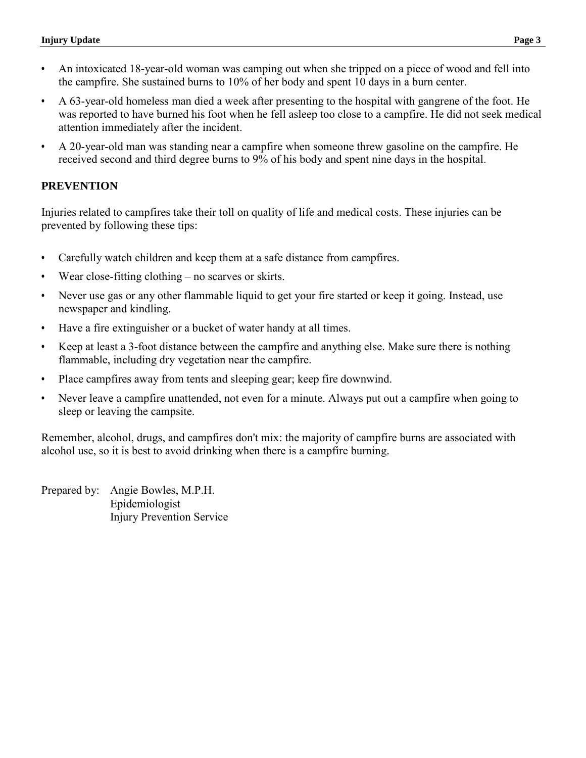- An intoxicated 18-year-old woman was camping out when she tripped on a piece of wood and fell into the campfire. She sustained burns to 10% of her body and spent 10 days in a burn center.
- A 63-year-old homeless man died a week after presenting to the hospital with gangrene of the foot. He was reported to have burned his foot when he fell asleep too close to a campfire. He did not seek medical attention immediately after the incident.
- A 20-year-old man was standing near a campfire when someone threw gasoline on the campfire. He received second and third degree burns to 9% of his body and spent nine days in the hospital.

## PREVENTION

Injuries related to campfires take their toll on quality of life and medical costs. These injuries can be prevented by following these tips:

- Carefully watch children and keep them at a safe distance from campfires.
- Wear close-fitting clothing – no scarves or skirts.
- Never use gas or any other flammable liquid to get your fire started or keep it going. Instead, use newspaper and kindling.
- Have a fire extinguisher or a bucket of water handy at all times.
- Keep at least a 3-foot distance between the campfire and anything else. Make sure there is nothing flammable, including dry vegetation near the campfire.
- Place campfires away from tents and sleeping gear; keep fire downwind.
- Never leave a campfire unattended, not even for a minute. Always put out a campfire when going to sleep or leaving the campsite.

Remember, alcohol, drugs, and campfires don't mix: the majority of campfire burns are associated with alcohol use, so it is best to avoid drinking when there is a campfire burning.

Prepared by: Angie Bowles, M.P.H.
Epidemiologist
Injury Prevention Service